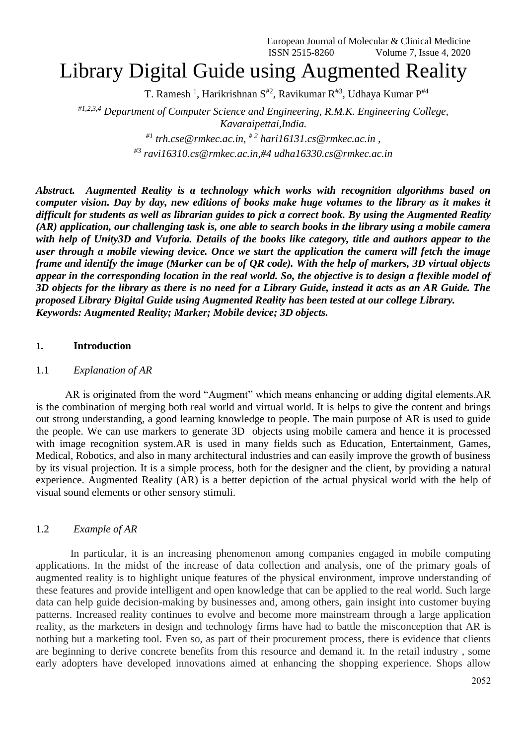# Library Digital Guide using Augmented Reality

T. Ramesh [1], Harikrishnan S[#2], Ravikumar R[#3], Udhaya Kumar P[#4]

*[#1,2,3,4] Department of Computer Science and Engineering, R.M.K. Engineering College, Kavaraipettai,India.*

*[#1] trh.cse@rmkec.ac.in, [# 2] hari16131.cs@rmkec.ac.in ,*

*[#3] ravi16310.cs@rmkec.ac.in,#4 udha16330.cs@rmkec.ac.in*

***Abstract.*** ***Augmented Reality is a technology which works with recognition algorithms based on computer vision. Day by day, new editions of books make huge volumes to the library as it makes it difficult for students as well as librarian guides to pick a correct book. By using the Augmented Reality (AR) application, our challenging task is, one able to search books in the library using a mobile camera with help of Unity3D and Vuforia. Details of the books like category, title and authors appear to the user through a mobile viewing device. Once we start the application the camera will fetch the image frame and identify the image (Marker can be of QR code). With the help of markers, 3D virtual objects appear in the corresponding location in the real world. So, the objective is to design a flexible model of 3D objects for the library as there is no need for a Library Guide, instead it acts as an AR Guide. The proposed Library Digital Guide using Augmented Reality has been tested at our college Library.***

***Keywords: Augmented Reality; Marker; Mobile device; 3D objects.***

## 1. Introduction

### 1.1 *Explanation of AR*

AR is originated from the word "Augment" which means enhancing or adding digital elements.AR is the combination of merging both real world and virtual world. It is helps to give the content and brings out strong understanding, a good learning knowledge to people. The main purpose of AR is used to guide the people. We can use markers to generate 3D objects using mobile camera and hence it is processed with image recognition system.AR is used in many fields such as Education, Entertainment, Games, Medical, Robotics, and also in many architectural industries and can easily improve the growth of business by its visual projection. It is a simple process, both for the designer and the client, by providing a natural experience. Augmented Reality (AR) is a better depiction of the actual physical world with the help of visual sound elements or other sensory stimuli.

### 1.2 *Example of AR*

In particular, it is an increasing phenomenon among companies engaged in mobile computing applications. In the midst of the increase of data collection and analysis, one of the primary goals of augmented reality is to highlight unique features of the physical environment, improve understanding of these features and provide intelligent and open knowledge that can be applied to the real world. Such large data can help guide decision-making by businesses and, among others, gain insight into customer buying patterns. Increased reality continues to evolve and become more mainstream through a large application reality, as the marketers in design and technology firms have had to battle the misconception that AR is nothing but a marketing tool. Even so, as part of their procurement process, there is evidence that clients are beginning to derive concrete benefits from this resource and demand it. In the retail industry , some early adopters have developed innovations aimed at enhancing the shopping experience. Shops allow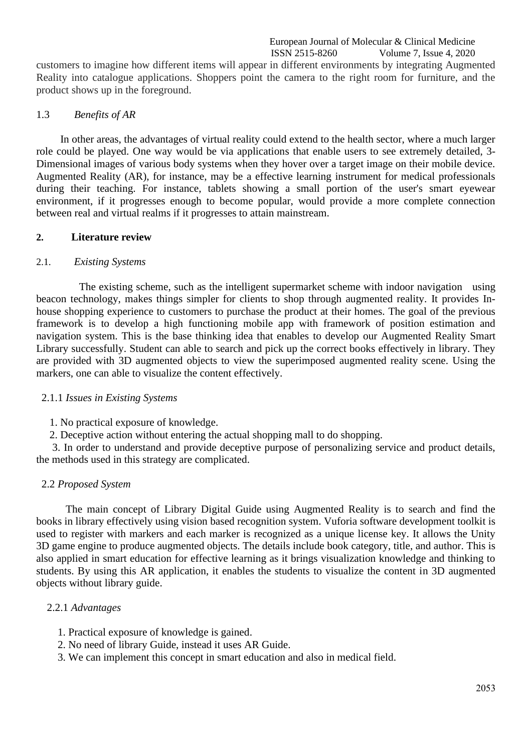customers to imagine how different items will appear in different environments by integrating Augmented Reality into catalogue applications. Shoppers point the camera to the right room for furniture, and the product shows up in the foreground.

### 1.3 *Benefits of AR*

In other areas, the advantages of virtual reality could extend to the health sector, where a much larger role could be played. One way would be via applications that enable users to see extremely detailed, 3-Dimensional images of various body systems when they hover over a target image on their mobile device. Augmented Reality (AR), for instance, may be a effective learning instrument for medical professionals during their teaching. For instance, tablets showing a small portion of the user's smart eyewear environment, if it progresses enough to become popular, would provide a more complete connection between real and virtual realms if it progresses to attain mainstream.

## 2. Literature review

### 2.1. *Existing Systems*

The existing scheme, such as the intelligent supermarket scheme with indoor navigation using beacon technology, makes things simpler for clients to shop through augmented reality. It provides In-house shopping experience to customers to purchase the product at their homes. The goal of the previous framework is to develop a high functioning mobile app with framework of position estimation and navigation system. This is the base thinking idea that enables to develop our Augmented Reality Smart Library successfully. Student can able to search and pick up the correct books effectively in library. They are provided with 3D augmented objects to view the superimposed augmented reality scene. Using the markers, one can able to visualize the content effectively.

#### 2.1.1 *Issues in Existing Systems*

1. No practical exposure of knowledge.
2. Deceptive action without entering the actual shopping mall to do shopping.
3. In order to understand and provide deceptive purpose of personalizing service and product details, the methods used in this strategy are complicated.

### 2.2 *Proposed System*

The main concept of Library Digital Guide using Augmented Reality is to search and find the books in library effectively using vision based recognition system. Vuforia software development toolkit is used to register with markers and each marker is recognized as a unique license key. It allows the Unity 3D game engine to produce augmented objects. The details include book category, title, and author. This is also applied in smart education for effective learning as it brings visualization knowledge and thinking to students. By using this AR application, it enables the students to visualize the content in 3D augmented objects without library guide.

#### 2.2.1 *Advantages*

1. Practical exposure of knowledge is gained.
2. No need of library Guide, instead it uses AR Guide.
3. We can implement this concept in smart education and also in medical field.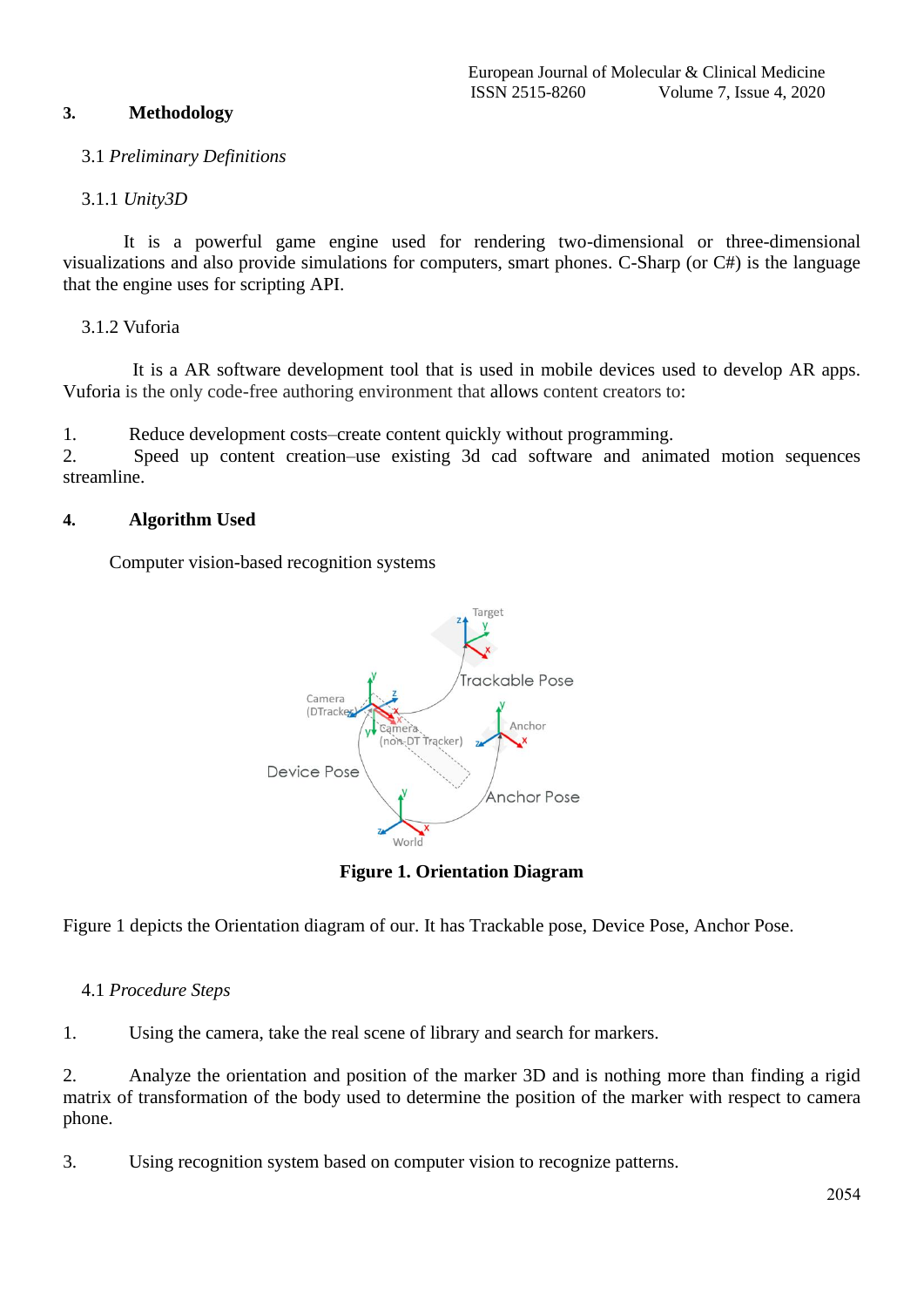## 3. Methodology

### 3.1 *Preliminary Definitions*

#### 3.1.1 *Unity3D*

It is a powerful game engine used for rendering two-dimensional or three-dimensional visualizations and also provide simulations for computers, smart phones. C-Sharp (or C#) is the language that the engine uses for scripting API.

#### 3.1.2 Vuforia

It is a AR software development tool that is used in mobile devices used to develop AR apps. Vuforia is the only code-free authoring environment that allows content creators to:

1. Reduce development costs–create content quickly without programming.
2. Speed up content creation–use existing 3d cad software and animated motion sequences streamline.

## 4. Algorithm Used

Computer vision-based recognition systems

**Figure 1. Orientation Diagram**

Figure 1 depicts the Orientation diagram of our. It has Trackable pose, Device Pose, Anchor Pose.

### 4.1 *Procedure Steps*

1. Using the camera, take the real scene of library and search for markers.

2. Analyze the orientation and position of the marker 3D and is nothing more than finding a rigid matrix of transformation of the body used to determine the position of the marker with respect to camera phone.

3. Using recognition system based on computer vision to recognize patterns.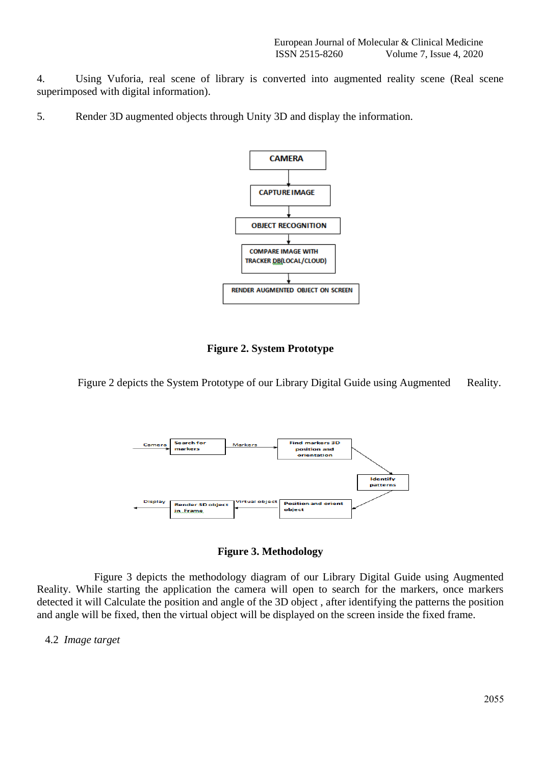4. Using Vuforia, real scene of library is converted into augmented reality scene (Real scene superimposed with digital information).

5. Render 3D augmented objects through Unity 3D and display the information.

**Figure 2. System Prototype**

Figure 2 depicts the System Prototype of our Library Digital Guide using Augmented Reality.

**Figure 3. Methodology**

Figure 3 depicts the methodology diagram of our Library Digital Guide using Augmented Reality. While starting the application the camera will open to search for the markers, once markers detected it will Calculate the position and angle of the 3D object , after identifying the patterns the position and angle will be fixed, then the virtual object will be displayed on the screen inside the fixed frame.

### 4.2 *Image target*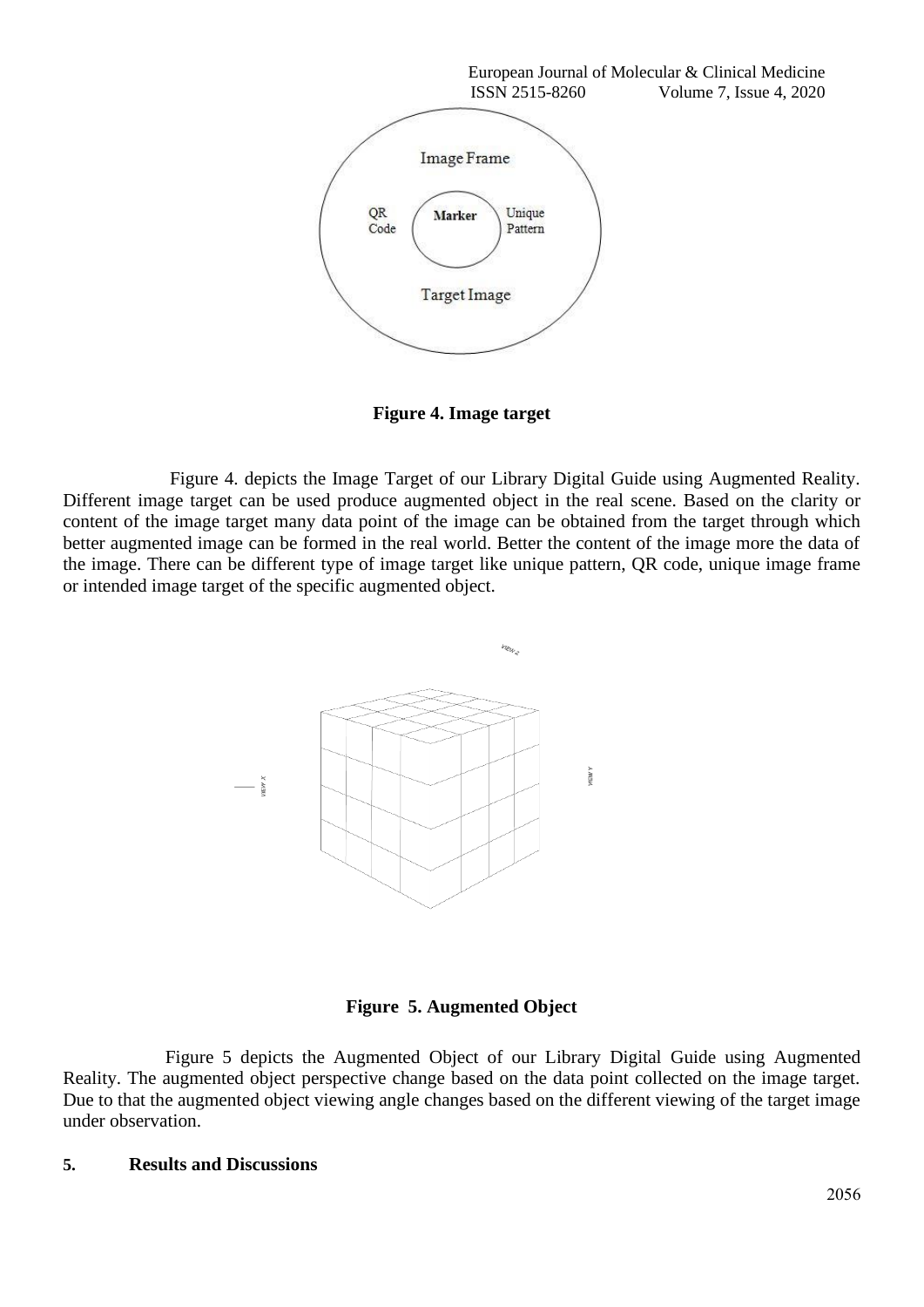Figure 4. Image target

Figure 4. depicts the Image Target of our Library Digital Guide using Augmented Reality. Different image target can be used produce augmented object in the real scene. Based on the clarity or content of the image target many data point of the image can be obtained from the target through which better augmented image can be formed in the real world. Better the content of the image more the data of the image. There can be different type of image target like unique pattern, QR code, unique image frame or intended image target of the specific augmented object.

Figure 5. Augmented Object

Figure 5 depicts the Augmented Object of our Library Digital Guide using Augmented Reality. The augmented object perspective change based on the data point collected on the image target. Due to that the augmented object viewing angle changes based on the different viewing of the target image under observation.

## 5. Results and Discussions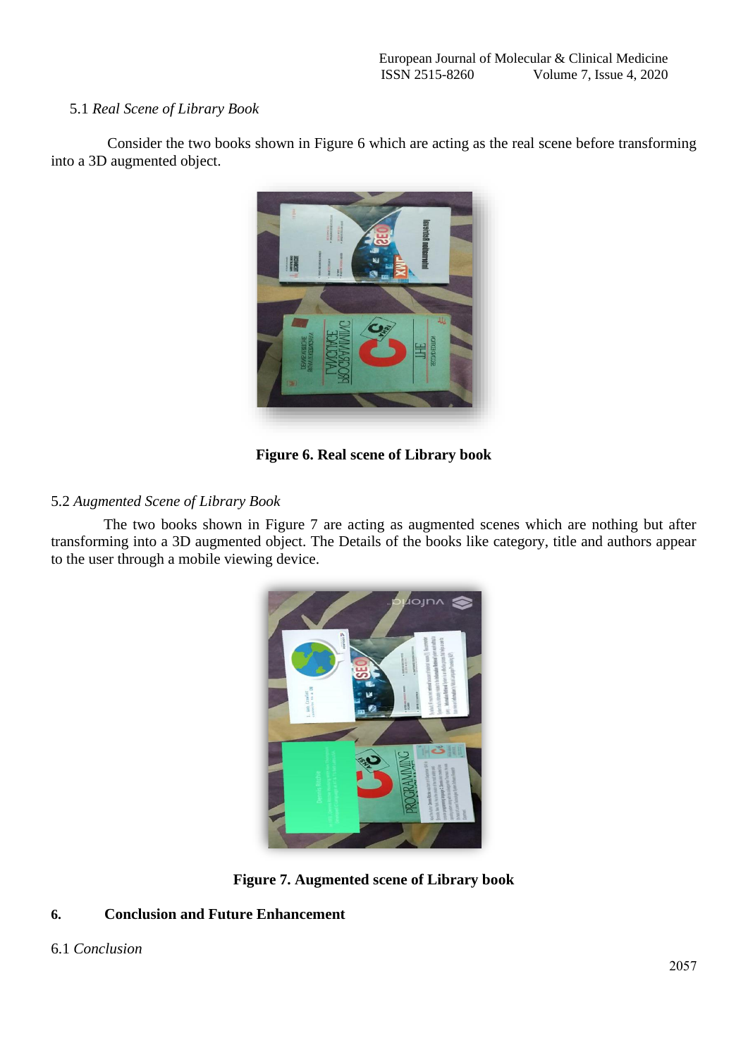5.1 *Real Scene of Library Book*

Consider the two books shown in Figure 6 which are acting as the real scene before transforming into a 3D augmented object.

**Figure 6. Real scene of Library book**

5.2 *Augmented Scene of Library Book*

The two books shown in Figure 7 are acting as augmented scenes which are nothing but after transforming into a 3D augmented object. The Details of the books like category, title and authors appear to the user through a mobile viewing device.

**Figure 7. Augmented scene of Library book**

## 6. Conclusion and Future Enhancement

6.1 *Conclusion*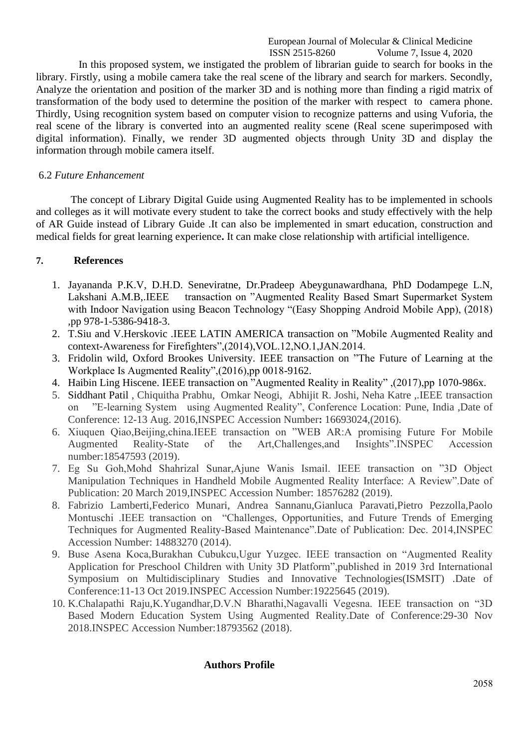In this proposed system, we instigated the problem of librarian guide to search for books in the library. Firstly, using a mobile camera take the real scene of the library and search for markers. Secondly, Analyze the orientation and position of the marker 3D and is nothing more than finding a rigid matrix of transformation of the body used to determine the position of the marker with respect to camera phone. Thirdly, Using recognition system based on computer vision to recognize patterns and using Vuforia, the real scene of the library is converted into an augmented reality scene (Real scene superimposed with digital information). Finally, we render 3D augmented objects through Unity 3D and display the information through mobile camera itself.

### 6.2 *Future Enhancement*

The concept of Library Digital Guide using Augmented Reality has to be implemented in schools and colleges as it will motivate every student to take the correct books and study effectively with the help of AR Guide instead of Library Guide .It can also be implemented in smart education, construction and medical fields for great learning experience**.** It can make close relationship with artificial intelligence.

## 7. References

1. Jayananda P.K.V, D.H.D. Seneviratne, Dr.Pradeep Abeygunawardhana, PhD Dodampege L.N, Lakshani A.M.B,.IEEE transaction on "Augmented Reality Based Smart Supermarket System with Indoor Navigation using Beacon Technology "(Easy Shopping Android Mobile App), (2018) ,pp 978-1-5386-9418-3.
2. T.Siu and V.Herskovic .IEEE LATIN AMERICA transaction on "Mobile Augmented Reality and context-Awareness for Firefighters",(2014),VOL.12,NO.1,JAN.2014.
3. Fridolin wild, Oxford Brookes University. IEEE transaction on "The Future of Learning at the Workplace Is Augmented Reality",(2016),pp 0018-9162.
4. Haibin Ling Hiscene. IEEE transaction on "Augmented Reality in Reality" ,(2017),pp 1070-986x.
5. Siddhant Patil , Chiquitha Prabhu, Omkar Neogi, Abhijit R. Joshi, Neha Katre ,.IEEE transaction on "E-learning System using Augmented Reality", Conference Location: Pune, India ,Date of Conference: 12-13 Aug. 2016,INSPEC Accession Number**:** 16693024,(2016).
6. Xiuquen Qiao,Beijing,china.IEEE transaction on "WEB AR:A promising Future For Mobile Augmented Reality-State of the Art,Challenges,and Insights".INSPEC Accession number:18547593 (2019).
7. Eg Su Goh,Mohd Shahrizal Sunar,Ajune Wanis Ismail. IEEE transaction on "3D Object Manipulation Techniques in Handheld Mobile Augmented Reality Interface: A Review".Date of Publication: 20 March 2019,INSPEC Accession Number: 18576282 (2019).
8. Fabrizio Lamberti,Federico Munari, Andrea Sannanu,Gianluca Paravati,Pietro Pezzolla,Paolo Montuschi .IEEE transaction on "Challenges, Opportunities, and Future Trends of Emerging Techniques for Augmented Reality-Based Maintenance".Date of Publication: Dec. 2014,INSPEC Accession Number: 14883270 (2014).
9. Buse Asena Koca,Burakhan Cubukcu,Ugur Yuzgec. IEEE transaction on "Augmented Reality Application for Preschool Children with Unity 3D Platform",published in 2019 3rd International Symposium on Multidisciplinary Studies and Innovative Technologies(ISMSIT) .Date of Conference:11-13 Oct 2019.INSPEC Accession Number:19225645 (2019).
10. K.Chalapathi Raju,K.Yugandhar,D.V.N Bharathi,Nagavalli Vegesna. IEEE transaction on "3D Based Modern Education System Using Augmented Reality.Date of Conference:29-30 Nov 2018.INSPEC Accession Number:18793562 (2018).

## Authors Profile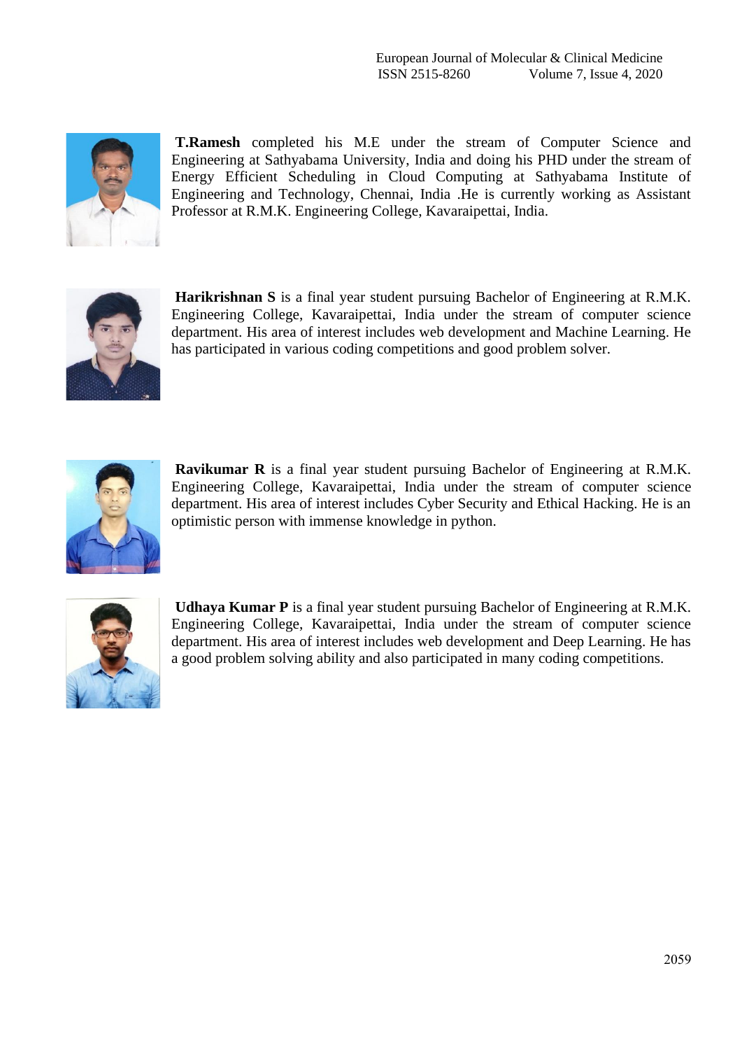**T.Ramesh** completed his M.E under the stream of Computer Science and Engineering at Sathyabama University, India and doing his PHD under the stream of Energy Efficient Scheduling in Cloud Computing at Sathyabama Institute of Engineering and Technology, Chennai, India .He is currently working as Assistant Professor at R.M.K. Engineering College, Kavaraipettai, India.

**Harikrishnan S** is a final year student pursuing Bachelor of Engineering at R.M.K. Engineering College, Kavaraipettai, India under the stream of computer science department. His area of interest includes web development and Machine Learning. He has participated in various coding competitions and good problem solver.

**Ravikumar R** is a final year student pursuing Bachelor of Engineering at R.M.K. Engineering College, Kavaraipettai, India under the stream of computer science department. His area of interest includes Cyber Security and Ethical Hacking. He is an optimistic person with immense knowledge in python.

**Udhaya Kumar P** is a final year student pursuing Bachelor of Engineering at R.M.K. Engineering College, Kavaraipettai, India under the stream of computer science department. His area of interest includes web development and Deep Learning. He has a good problem solving ability and also participated in many coding competitions.